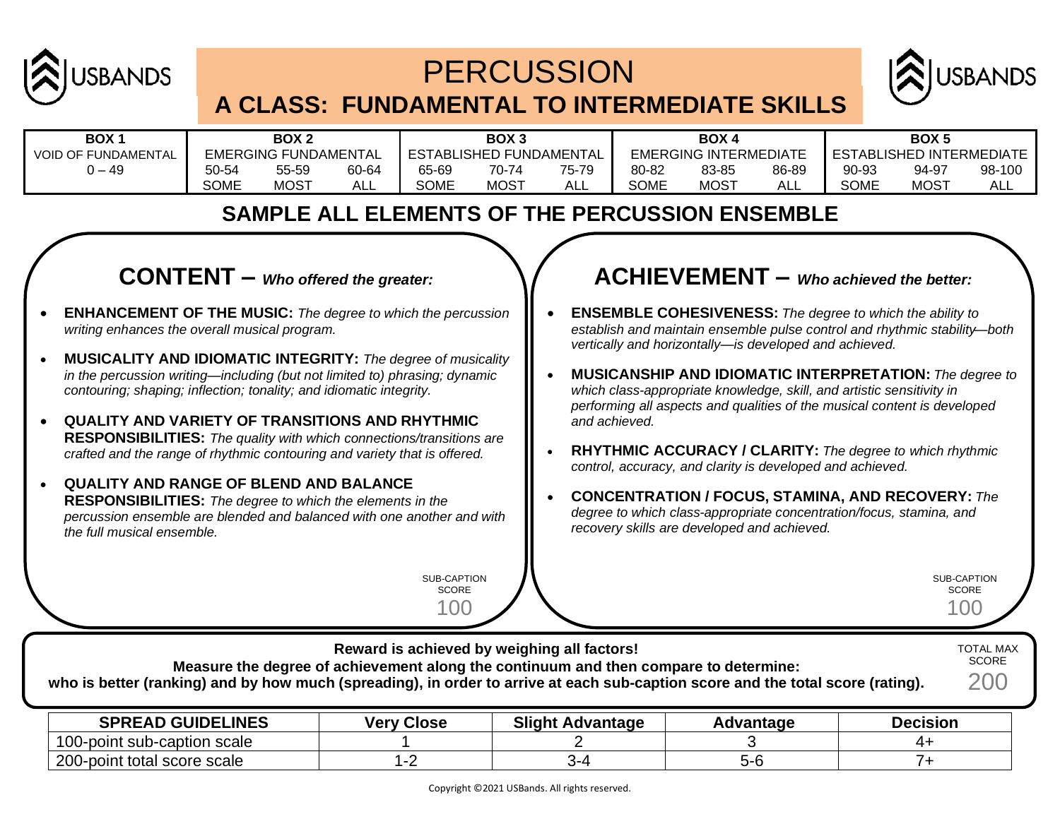# PERCUSSION

## A CLASS: FUNDAMENTAL TO INTERMEDIATE SKILLS

| BOX 1 | BOX 2 | | | BOX 3 | | | BOX 4 | | | BOX 5 | | |
|---|---|---|---|---|---|---|---|---|---|---|---|---|
| VOID OF FUNDAMENTAL | EMERGING FUNDAMENTAL | | | ESTABLISHED FUNDAMENTAL | | | EMERGING INTERMEDIATE | | | ESTABLISHED INTERMEDIATE | | |
| 0 – 49 | 50-54 | 55-59 | 60-64 | 65-69 | 70-74 | 75-79 | 80-82 | 83-85 | 86-89 | 90-93 | 94-97 | 98-100 |
| | SOME | MOST | ALL | SOME | MOST | ALL | SOME | MOST | ALL | SOME | MOST | ALL |

## SAMPLE ALL ELEMENTS OF THE PERCUSSION ENSEMBLE

### CONTENT – *Who offered the greater:*

- **ENHANCEMENT OF THE MUSIC:** *The degree to which the percussion writing enhances the overall musical program.*
- **MUSICALITY AND IDIOMATIC INTEGRITY:** *The degree of musicality in the percussion writing—including (but not limited to) phrasing; dynamic contouring; shaping; inflection; tonality; and idiomatic integrity.*
- **QUALITY AND VARIETY OF TRANSITIONS AND RHYTHMIC RESPONSIBILITIES:** *The quality with which connections/transitions are crafted and the range of rhythmic contouring and variety that is offered.*
- **QUALITY AND RANGE OF BLEND AND BALANCE RESPONSIBILITIES:** *The degree to which the elements in the percussion ensemble are blended and balanced with one another and with the full musical ensemble.*

SUB-CAPTION SCORE 100

### ACHIEVEMENT – *Who achieved the better:*

- **ENSEMBLE COHESIVENESS:** *The degree to which the ability to establish and maintain ensemble pulse control and rhythmic stability—both vertically and horizontally—is developed and achieved.*
- **MUSICANSHIP AND IDIOMATIC INTERPRETATION:** *The degree to which class-appropriate knowledge, skill, and artistic sensitivity in performing all aspects and qualities of the musical content is developed and achieved.*
- **RHYTHMIC ACCURACY / CLARITY:** *The degree to which rhythmic control, accuracy, and clarity is developed and achieved.*
- **CONCENTRATION / FOCUS, STAMINA, AND RECOVERY:** *The degree to which class-appropriate concentration/focus, stamina, and recovery skills are developed and achieved.*

SUB-CAPTION SCORE 100

**Reward is achieved by weighing all factors!**
**Measure the degree of achievement along the continuum and then compare to determine:**
**who is better (ranking) and by how much (spreading), in order to arrive at each sub-caption score and the total score (rating).**

TOTAL MAX SCORE 200

| SPREAD GUIDELINES | Very Close | Slight Advantage | Advantage | Decision |
|---|---|---|---|---|
| 100-point sub-caption scale | 1 | 2 | 3 | 4+ |
| 200-point total score scale | 1-2 | 3-4 | 5-6 | 7+ |

Copyright ©2021 USBands. All rights reserved.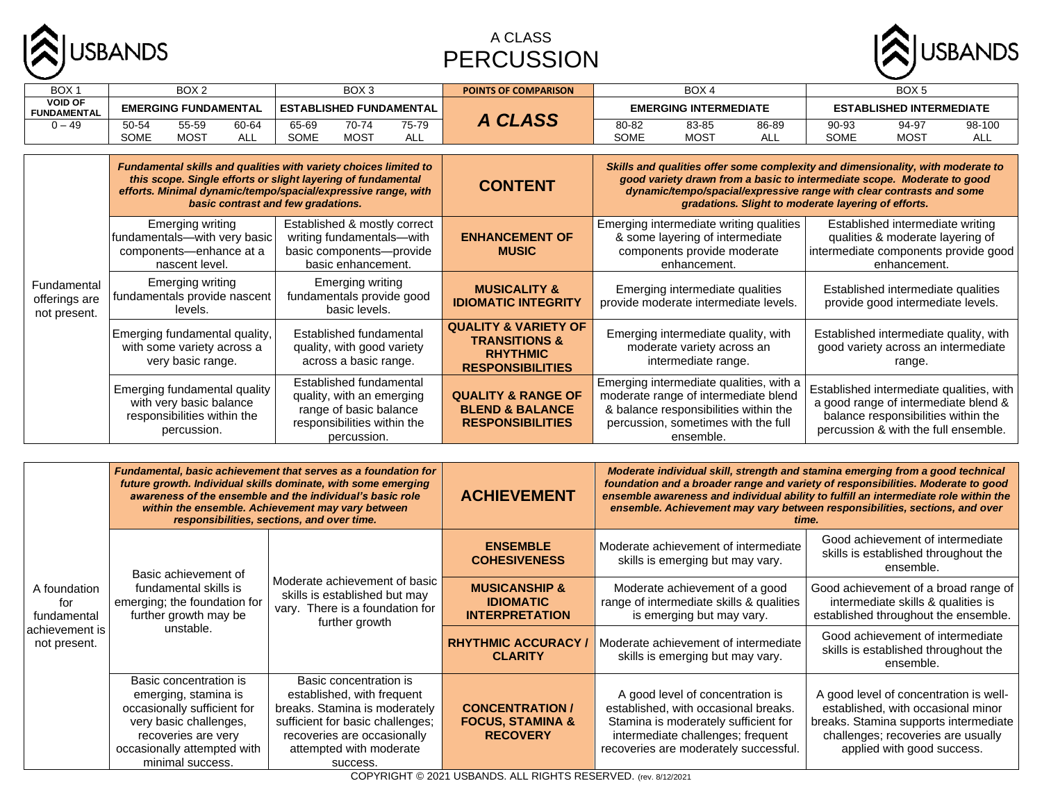# A CLASS
# PERCUSSION

| BOX 1 | BOX 2 | | | BOX 3 | | | POINTS OF COMPARISON | BOX 4 | | | BOX 5 | | |
|---|---|---|---|---|---|---|---|---|---|---|---|---|---|
| **VOID OF FUNDAMENTAL** | **EMERGING FUNDAMENTAL** | | | **ESTABLISHED FUNDAMENTAL** | | | **A CLASS** | **EMERGING INTERMEDIATE** | | | **ESTABLISHED INTERMEDIATE** | | |
| 0 – 49 | 50-54 SOME | 55-59 MOST | 60-64 ALL | 65-69 SOME | 70-74 MOST | 75-79 ALL | | 80-82 SOME | 83-85 MOST | 86-89 ALL | 90-93 SOME | 94-97 MOST | 98-100 ALL |

| BOX 1 | BOX 2 | BOX 3 | POINTS OF COMPARISON | BOX 4 | BOX 5 |
|---|---|---|---|---|---|
| Fundamental offerings are not present. | ***Fundamental skills and qualities with variety choices limited to this scope. Single efforts or slight layering of fundamental efforts. Minimal dynamic/tempo/spacial/expressive range, with basic contrast and few gradations.*** | | **CONTENT** | ***Skills and qualities offer some complexity and dimensionality, with moderate to good variety drawn from a basic to intermediate scope. Moderate to good dynamic/tempo/spacial/expressive range with clear contrasts and some gradations. Slight to moderate layering of efforts.*** | |
| | Emerging writing fundamentals—with very basic components—enhance at a nascent level. | Established & mostly correct writing fundamentals—with basic components—provide basic enhancement. | **ENHANCEMENT OF MUSIC** | Emerging intermediate writing qualities & some layering of intermediate components provide moderate enhancement. | Established intermediate writing qualities & moderate layering of intermediate components provide good enhancement. |
| | Emerging writing fundamentals provide nascent levels. | Emerging writing fundamentals provide good basic levels. | **MUSICALITY & IDIOMATIC INTEGRITY** | Emerging intermediate qualities provide moderate intermediate levels. | Established intermediate qualities provide good intermediate levels. |
| | Emerging fundamental quality, with some variety across a very basic range. | Established fundamental quality, with good variety across a basic range. | **QUALITY & VARIETY OF TRANSITIONS & RHYTHMIC RESPONSIBILITIES** | Emerging intermediate quality, with moderate variety across an intermediate range. | Established intermediate quality, with good variety across an intermediate range. |
| | Emerging fundamental quality with very basic balance responsibilities within the percussion. | Established fundamental quality, with an emerging range of basic balance responsibilities within the percussion. | **QUALITY & RANGE OF BLEND & BALANCE RESPONSIBILITIES** | Emerging intermediate qualities, with a moderate range of intermediate blend & balance responsibilities within the percussion, sometimes with the full ensemble. | Established intermediate qualities, with a good range of intermediate blend & balance responsibilities within the percussion & with the full ensemble. |

| BOX 1 | BOX 2 | BOX 3 | POINTS OF COMPARISON | BOX 4 | BOX 5 |
|---|---|---|---|---|---|
| A foundation for fundamental achievement is not present. | ***Fundamental, basic achievement that serves as a foundation for future growth. Individual skills dominate, with some emerging awareness of the ensemble and the individual's basic role within the ensemble. Achievement may vary between responsibilities, sections, and over time.*** | | **ACHIEVEMENT** | ***Moderate individual skill, strength and stamina emerging from a good technical foundation and a broader range and variety of responsibilities. Moderate to good ensemble awareness and individual ability to fulfill an intermediate role within the ensemble. Achievement may vary between responsibilities, sections, and over time.*** | |
| | Basic achievement of fundamental skills is emerging; the foundation for further growth may be unstable. | Moderate achievement of basic skills is established but may vary. There is a foundation for further growth | **ENSEMBLE COHESIVENESS** | Moderate achievement of intermediate skills is emerging but may vary. | Good achievement of intermediate skills is established throughout the ensemble. |
| | | | **MUSICANSHIP & IDIOMATIC INTERPRETATION** | Moderate achievement of a good range of intermediate skills & qualities is emerging but may vary. | Good achievement of a broad range of intermediate skills & qualities is established throughout the ensemble. |
| | | | **RHYTHMIC ACCURACY / CLARITY** | Moderate achievement of intermediate skills is emerging but may vary. | Good achievement of intermediate skills is established throughout the ensemble. |
| | Basic concentration is emerging, stamina is occasionally sufficient for very basic challenges, recoveries are very occasionally attempted with minimal success. | Basic concentration is established, with frequent breaks. Stamina is moderately sufficient for basic challenges; recoveries are occasionally attempted with moderate success. | **CONCENTRATION / FOCUS, STAMINA & RECOVERY** | A good level of concentration is established, with occasional breaks. Stamina is moderately sufficient for intermediate challenges; frequent recoveries are moderately successful. | A good level of concentration is well-established, with occasional minor breaks. Stamina supports intermediate challenges; recoveries are usually applied with good success. |

COPYRIGHT © 2021 USBANDS. ALL RIGHTS RESERVED. (rev. 8/12/2021)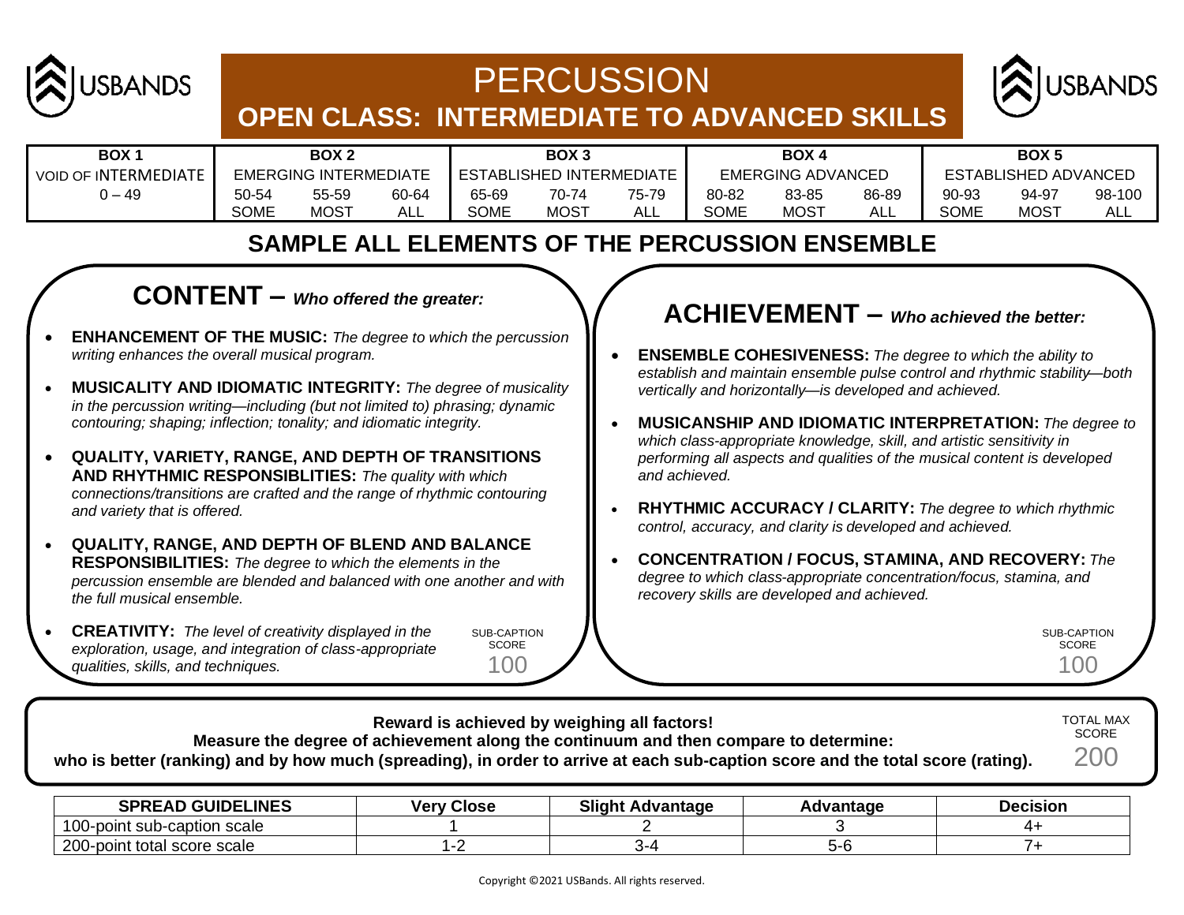# PERCUSSION

## OPEN CLASS: INTERMEDIATE TO ADVANCED SKILLS

| BOX 1 | BOX 2 | | | BOX 3 | | | BOX 4 | | | BOX 5 | | |
|---|---|---|---|---|---|---|---|---|---|---|---|---|
| VOID OF INTERMEDIATE | EMERGING INTERMEDIATE | | | ESTABLISHED INTERMEDIATE | | | EMERGING ADVANCED | | | ESTABLISHED ADVANCED | | |
| 0 – 49 | 50-54 SOME | 55-59 MOST | 60-64 ALL | 65-69 SOME | 70-74 MOST | 75-79 ALL | 80-82 SOME | 83-85 MOST | 86-89 ALL | 90-93 SOME | 94-97 MOST | 98-100 ALL |

## SAMPLE ALL ELEMENTS OF THE PERCUSSION ENSEMBLE

### CONTENT – *Who offered the greater:*

- **ENHANCEMENT OF THE MUSIC:** *The degree to which the percussion writing enhances the overall musical program.*
- **MUSICALITY AND IDIOMATIC INTEGRITY:** *The degree of musicality in the percussion writing—including (but not limited to) phrasing; dynamic contouring; shaping; inflection; tonality; and idiomatic integrity.*
- **QUALITY, VARIETY, RANGE, AND DEPTH OF TRANSITIONS AND RHYTHMIC RESPONSIBLITIES:** *The quality with which connections/transitions are crafted and the range of rhythmic contouring and variety that is offered.*
- **QUALITY, RANGE, AND DEPTH OF BLEND AND BALANCE RESPONSIBILITIES:** *The degree to which the elements in the percussion ensemble are blended and balanced with one another and with the full musical ensemble.*
- **CREATIVITY:** *The level of creativity displayed in the exploration, usage, and integration of class-appropriate qualities, skills, and techniques.*

SUB-CAPTION SCORE 100

### ACHIEVEMENT – *Who achieved the better:*

- **ENSEMBLE COHESIVENESS:** *The degree to which the ability to establish and maintain ensemble pulse control and rhythmic stability—both vertically and horizontally—is developed and achieved.*
- **MUSICANSHIP AND IDIOMATIC INTERPRETATION:** *The degree to which class-appropriate knowledge, skill, and artistic sensitivity in performing all aspects and qualities of the musical content is developed and achieved.*
- **RHYTHMIC ACCURACY / CLARITY:** *The degree to which rhythmic control, accuracy, and clarity is developed and achieved.*
- **CONCENTRATION / FOCUS, STAMINA, AND RECOVERY:** *The degree to which class-appropriate concentration/focus, stamina, and recovery skills are developed and achieved.*

SUB-CAPTION SCORE 100

**Reward is achieved by weighing all factors!**
**Measure the degree of achievement along the continuum and then compare to determine:**
**who is better (ranking) and by how much (spreading), in order to arrive at each sub-caption score and the total score (rating).**

TOTAL MAX SCORE 200

| SPREAD GUIDELINES | Very Close | Slight Advantage | Advantage | Decision |
|---|---|---|---|---|
| 100-point sub-caption scale | 1 | 2 | 3 | 4+ |
| 200-point total score scale | 1-2 | 3-4 | 5-6 | 7+ |

Copyright ©2021 USBands. All rights reserved.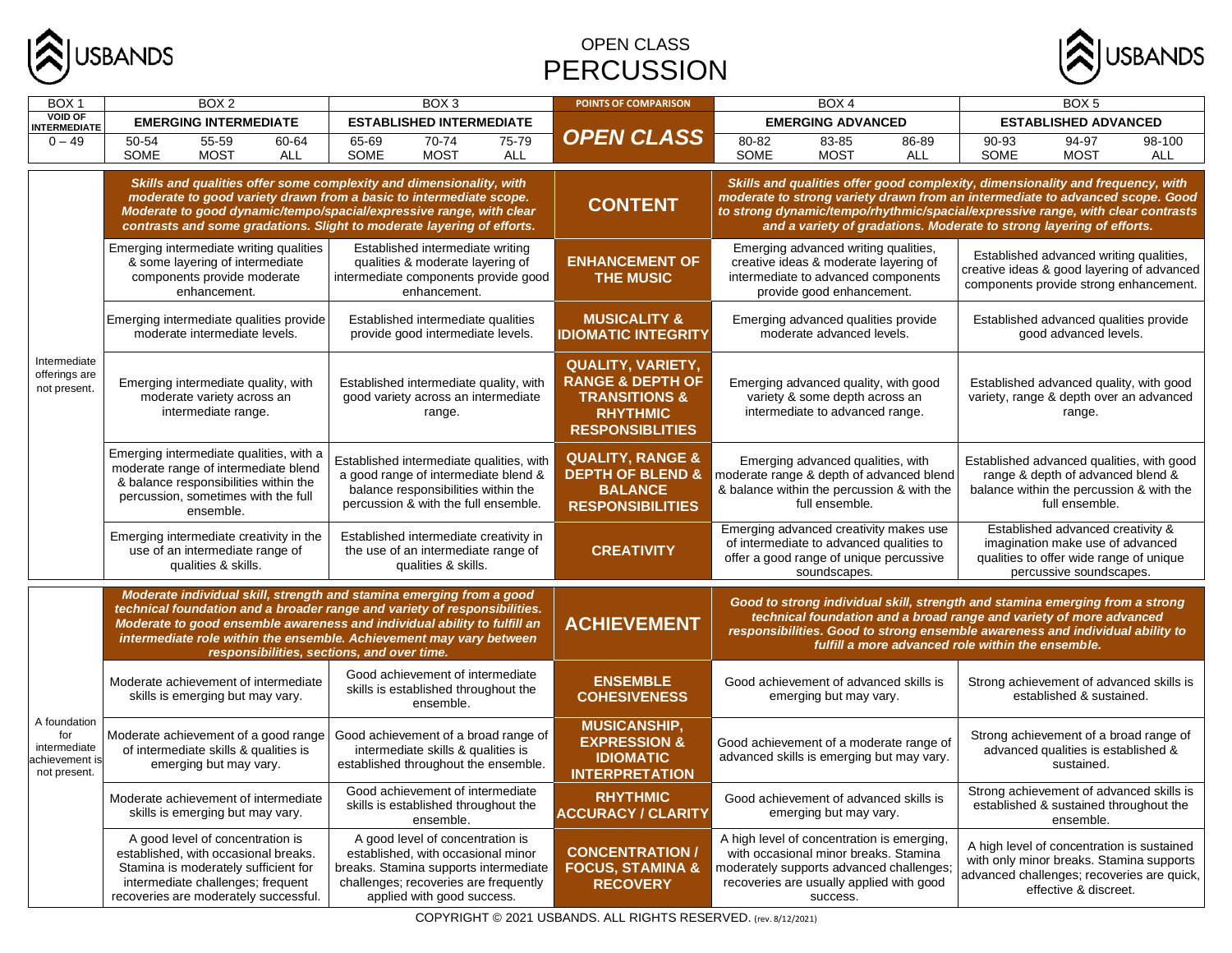# OPEN CLASS
# PERCUSSION

| BOX 1 | BOX 2 | | | BOX 3 | | | POINTS OF COMPARISON | BOX 4 | | | BOX 5 | | |
|---|---|---|---|---|---|---|---|---|---|---|---|---|---|
| VOID OF INTERMEDIATE | EMERGING INTERMEDIATE | | | ESTABLISHED INTERMEDIATE | | | OPEN CLASS | EMERGING ADVANCED | | | ESTABLISHED ADVANCED | | |
| 0 – 49 | 50-54 SOME | 55-59 MOST | 60-64 ALL | 65-69 SOME | 70-74 MOST | 75-79 ALL | | 80-82 SOME | 83-85 MOST | 86-89 ALL | 90-93 SOME | 94-97 MOST | 98-100 ALL |

| BOX 1 | BOX 2 | BOX 3 | POINTS OF COMPARISON | BOX 4 | BOX 5 |
|---|---|---|---|---|---|
| Intermediate offerings are not present. | ***Skills and qualities offer some complexity and dimensionality, with moderate to good variety drawn from a basic to intermediate scope. Moderate to good dynamic/tempo/spacial/expressive range, with clear contrasts and some gradations. Slight to moderate layering of efforts.*** | | **CONTENT** | ***Skills and qualities offer good complexity, dimensionality and frequency, with moderate to strong variety drawn from an intermediate to advanced scope. Good to strong dynamic/tempo/rhythmic/spacial/expressive range, with clear contrasts and a variety of gradations. Moderate to strong layering of efforts.*** | |
| | Emerging intermediate writing qualities & some layering of intermediate components provide moderate enhancement. | Established intermediate writing qualities & moderate layering of intermediate components provide good enhancement. | **ENHANCEMENT OF THE MUSIC** | Emerging advanced writing qualities, creative ideas & moderate layering of intermediate to advanced components provide good enhancement. | Established advanced writing qualities, creative ideas & good layering of advanced components provide strong enhancement. |
| | Emerging intermediate qualities provide moderate intermediate levels. | Established intermediate qualities provide good intermediate levels. | **MUSICALITY & IDIOMATIC INTEGRITY** | Emerging advanced qualities provide moderate advanced levels. | Established advanced qualities provide good advanced levels. |
| | Emerging intermediate quality, with moderate variety across an intermediate range. | Established intermediate quality, with good variety across an intermediate range. | **QUALITY, VARIETY, RANGE & DEPTH OF TRANSITIONS & RHYTHMIC RESPONSIBLITIES** | Emerging advanced quality, with good variety & some depth across an intermediate to advanced range. | Established advanced quality, with good variety, range & depth over an advanced range. |
| | Emerging intermediate qualities, with a moderate range of intermediate blend & balance responsibilities within the percussion, sometimes with the full ensemble. | Established intermediate qualities, with a good range of intermediate blend & balance responsibilities within the percussion & with the full ensemble. | **QUALITY, RANGE & DEPTH OF BLEND & BALANCE RESPONSIBILITIES** | Emerging advanced qualities, with moderate range & depth of advanced blend & balance within the percussion & with the full ensemble. | Established advanced qualities, with good range & depth of advanced blend & balance within the percussion & with the full ensemble. |
| | Emerging intermediate creativity in the use of an intermediate range of qualities & skills. | Established intermediate creativity in the use of an intermediate range of qualities & skills. | **CREATIVITY** | Emerging advanced creativity makes use of intermediate to advanced qualities to offer a good range of unique percussive soundscapes. | Established advanced creativity & imagination make use of advanced qualities to offer wide range of unique percussive soundscapes. |

| BOX 1 | BOX 2 | BOX 3 | POINTS OF COMPARISON | BOX 4 | BOX 5 |
|---|---|---|---|---|---|
| A foundation for intermediate achievement is not present. | ***Moderate individual skill, strength and stamina emerging from a good technical foundation and a broader range and variety of responsibilities. Moderate to good ensemble awareness and individual ability to fulfill an intermediate role within the ensemble. Achievement may vary between responsibilities, sections, and over time.*** | | **ACHIEVEMENT** | ***Good to strong individual skill, strength and stamina emerging from a strong technical foundation and a broad range and variety of more advanced responsibilities. Good to strong ensemble awareness and individual ability to fulfill a more advanced role within the ensemble.*** | |
| | Moderate achievement of intermediate skills is emerging but may vary. | Good achievement of intermediate skills is established throughout the ensemble. | **ENSEMBLE COHESIVENESS** | Good achievement of advanced skills is emerging but may vary. | Strong achievement of advanced skills is established & sustained. |
| | Moderate achievement of a good range of intermediate skills & qualities is emerging but may vary. | Good achievement of a broad range of intermediate skills & qualities is established throughout the ensemble. | **MUSICANSHIP, EXPRESSION & IDIOMATIC INTERPRETATION** | Good achievement of a moderate range of advanced skills is emerging but may vary. | Strong achievement of a broad range of advanced qualities is established & sustained. |
| | Moderate achievement of intermediate skills is emerging but may vary. | Good achievement of intermediate skills is established throughout the ensemble. | **RHYTHMIC ACCURACY / CLARITY** | Good achievement of advanced skills is emerging but may vary. | Strong achievement of advanced skills is established & sustained throughout the ensemble. |
| | A good level of concentration is established, with occasional breaks. Stamina is moderately sufficient for intermediate challenges; frequent recoveries are moderately successful. | A good level of concentration is established, with occasional minor breaks. Stamina supports intermediate challenges; recoveries are frequently applied with good success. | **CONCENTRATION / FOCUS, STAMINA & RECOVERY** | A high level of concentration is emerging, with occasional minor breaks. Stamina moderately supports advanced challenges; recoveries are usually applied with good success. | A high level of concentration is sustained with only minor breaks. Stamina supports advanced challenges; recoveries are quick, effective & discreet. |

COPYRIGHT © 2021 USBANDS. ALL RIGHTS RESERVED. (rev. 8/12/2021)